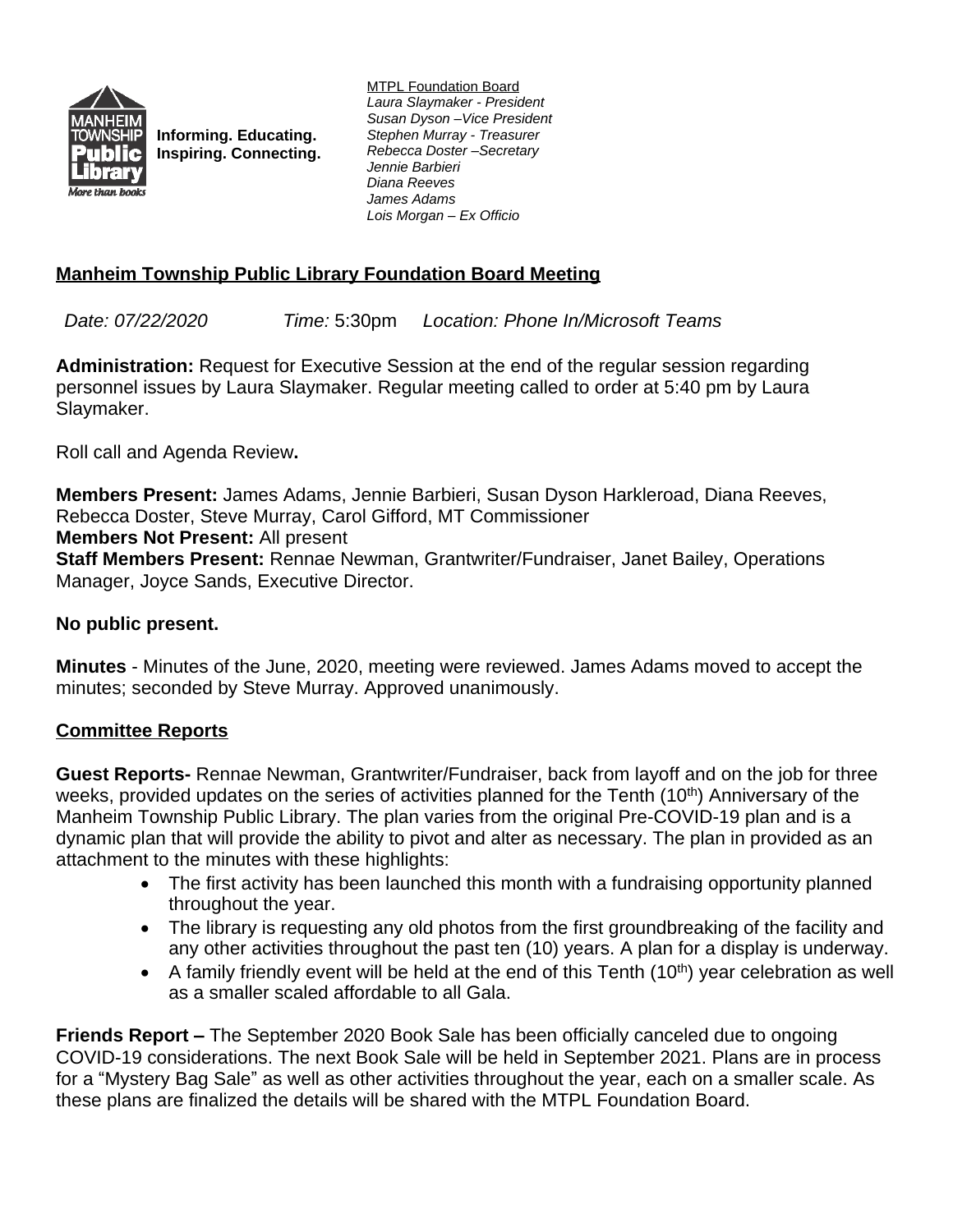Informing. Educating. Inspiring. Connecting.

MTPL Foundation Board
*Laura Slaymaker - President*
*Susan Dyson –Vice President*
*Stephen Murray - Treasurer*
*Rebecca Doster –Secretary*
*Jennie Barbieri*
*Diana Reeves*
*James Adams*
*Lois Morgan – Ex Officio*

## Manheim Township Public Library Foundation Board Meeting

*Date: 07/22/2020* *Time:* 5:30pm *Location: Phone In/Microsoft Teams*

**Administration:** Request for Executive Session at the end of the regular session regarding personnel issues by Laura Slaymaker. Regular meeting called to order at 5:40 pm by Laura Slaymaker.

Roll call and Agenda Review**.**

**Members Present:** James Adams, Jennie Barbieri, Susan Dyson Harkleroad, Diana Reeves, Rebecca Doster, Steve Murray, Carol Gifford, MT Commissioner
**Members Not Present:** All present
**Staff Members Present:** Rennae Newman, Grantwriter/Fundraiser, Janet Bailey, Operations Manager, Joyce Sands, Executive Director.

**No public present.**

**Minutes** - Minutes of the June, 2020, meeting were reviewed. James Adams moved to accept the minutes; seconded by Steve Murray. Approved unanimously.

## Committee Reports

**Guest Reports-** Rennae Newman, Grantwriter/Fundraiser, back from layoff and on the job for three weeks, provided updates on the series of activities planned for the Tenth (10th) Anniversary of the Manheim Township Public Library. The plan varies from the original Pre-COVID-19 plan and is a dynamic plan that will provide the ability to pivot and alter as necessary. The plan in provided as an attachment to the minutes with these highlights:

- The first activity has been launched this month with a fundraising opportunity planned throughout the year.
- The library is requesting any old photos from the first groundbreaking of the facility and any other activities throughout the past ten (10) years. A plan for a display is underway.
- A family friendly event will be held at the end of this Tenth (10th) year celebration as well as a smaller scaled affordable to all Gala.

**Friends Report –** The September 2020 Book Sale has been officially canceled due to ongoing COVID-19 considerations. The next Book Sale will be held in September 2021. Plans are in process for a "Mystery Bag Sale" as well as other activities throughout the year, each on a smaller scale. As these plans are finalized the details will be shared with the MTPL Foundation Board.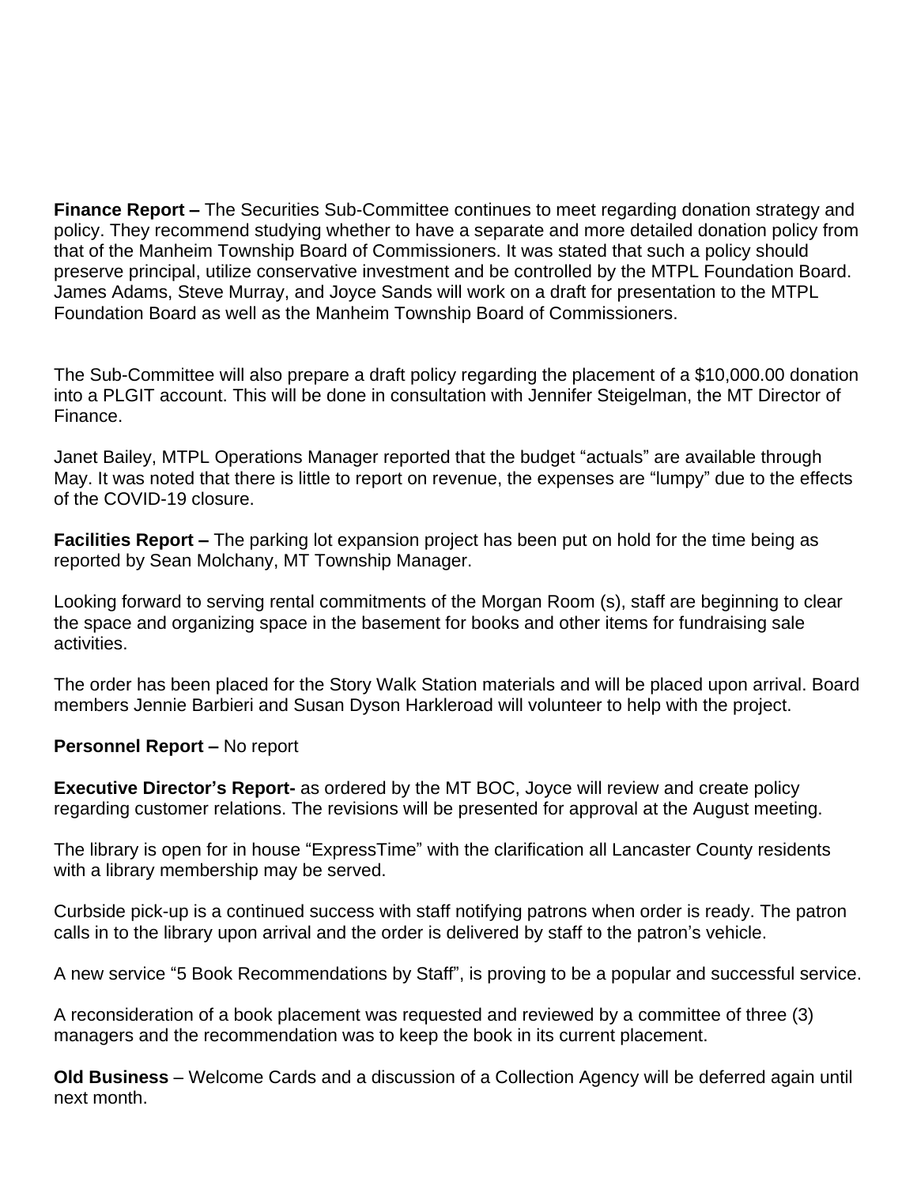**Finance Report –** The Securities Sub-Committee continues to meet regarding donation strategy and policy. They recommend studying whether to have a separate and more detailed donation policy from that of the Manheim Township Board of Commissioners. It was stated that such a policy should preserve principal, utilize conservative investment and be controlled by the MTPL Foundation Board. James Adams, Steve Murray, and Joyce Sands will work on a draft for presentation to the MTPL Foundation Board as well as the Manheim Township Board of Commissioners.

The Sub-Committee will also prepare a draft policy regarding the placement of a $10,000.00 donation into a PLGIT account. This will be done in consultation with Jennifer Steigelman, the MT Director of Finance.

Janet Bailey, MTPL Operations Manager reported that the budget "actuals" are available through May. It was noted that there is little to report on revenue, the expenses are "lumpy" due to the effects of the COVID-19 closure.

**Facilities Report –** The parking lot expansion project has been put on hold for the time being as reported by Sean Molchany, MT Township Manager.

Looking forward to serving rental commitments of the Morgan Room (s), staff are beginning to clear the space and organizing space in the basement for books and other items for fundraising sale activities.

The order has been placed for the Story Walk Station materials and will be placed upon arrival. Board members Jennie Barbieri and Susan Dyson Harkleroad will volunteer to help with the project.

**Personnel Report –** No report

**Executive Director's Report-** as ordered by the MT BOC, Joyce will review and create policy regarding customer relations. The revisions will be presented for approval at the August meeting.

The library is open for in house "ExpressTime" with the clarification all Lancaster County residents with a library membership may be served.

Curbside pick-up is a continued success with staff notifying patrons when order is ready. The patron calls in to the library upon arrival and the order is delivered by staff to the patron's vehicle.

A new service "5 Book Recommendations by Staff", is proving to be a popular and successful service.

A reconsideration of a book placement was requested and reviewed by a committee of three (3) managers and the recommendation was to keep the book in its current placement.

**Old Business** – Welcome Cards and a discussion of a Collection Agency will be deferred again until next month.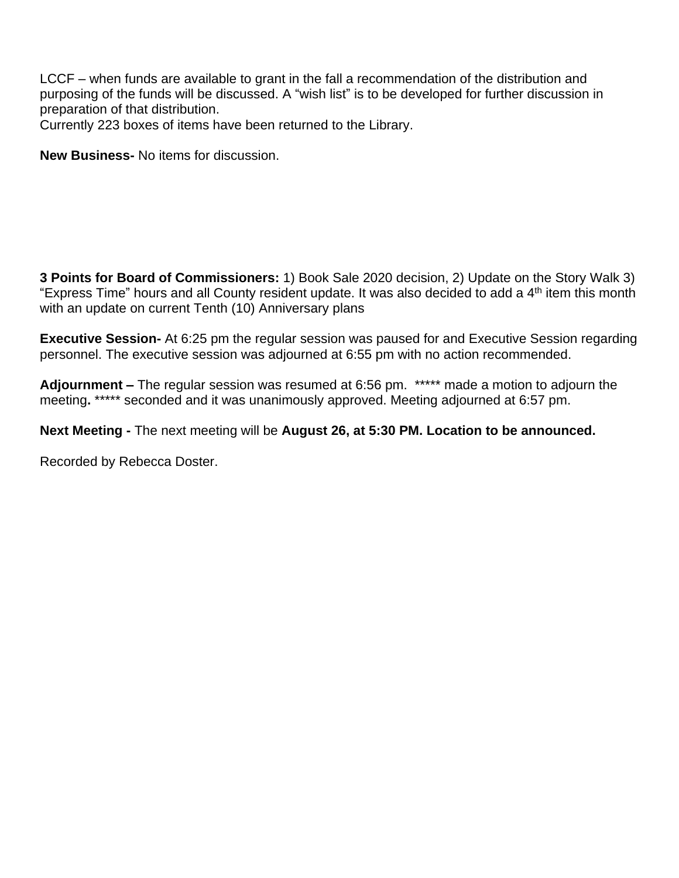LCCF – when funds are available to grant in the fall a recommendation of the distribution and purposing of the funds will be discussed. A "wish list" is to be developed for further discussion in preparation of that distribution.
Currently 223 boxes of items have been returned to the Library.

**New Business-** No items for discussion.

**3 Points for Board of Commissioners:** 1) Book Sale 2020 decision, 2) Update on the Story Walk 3) "Express Time" hours and all County resident update. It was also decided to add a 4th item this month with an update on current Tenth (10) Anniversary plans

**Executive Session-** At 6:25 pm the regular session was paused for and Executive Session regarding personnel. The executive session was adjourned at 6:55 pm with no action recommended.

**Adjournment –** The regular session was resumed at 6:56 pm. ***** made a motion to adjourn the meeting**.** ***** seconded and it was unanimously approved. Meeting adjourned at 6:57 pm.

**Next Meeting -** The next meeting will be **August 26, at 5:30 PM. Location to be announced.**

Recorded by Rebecca Doster.